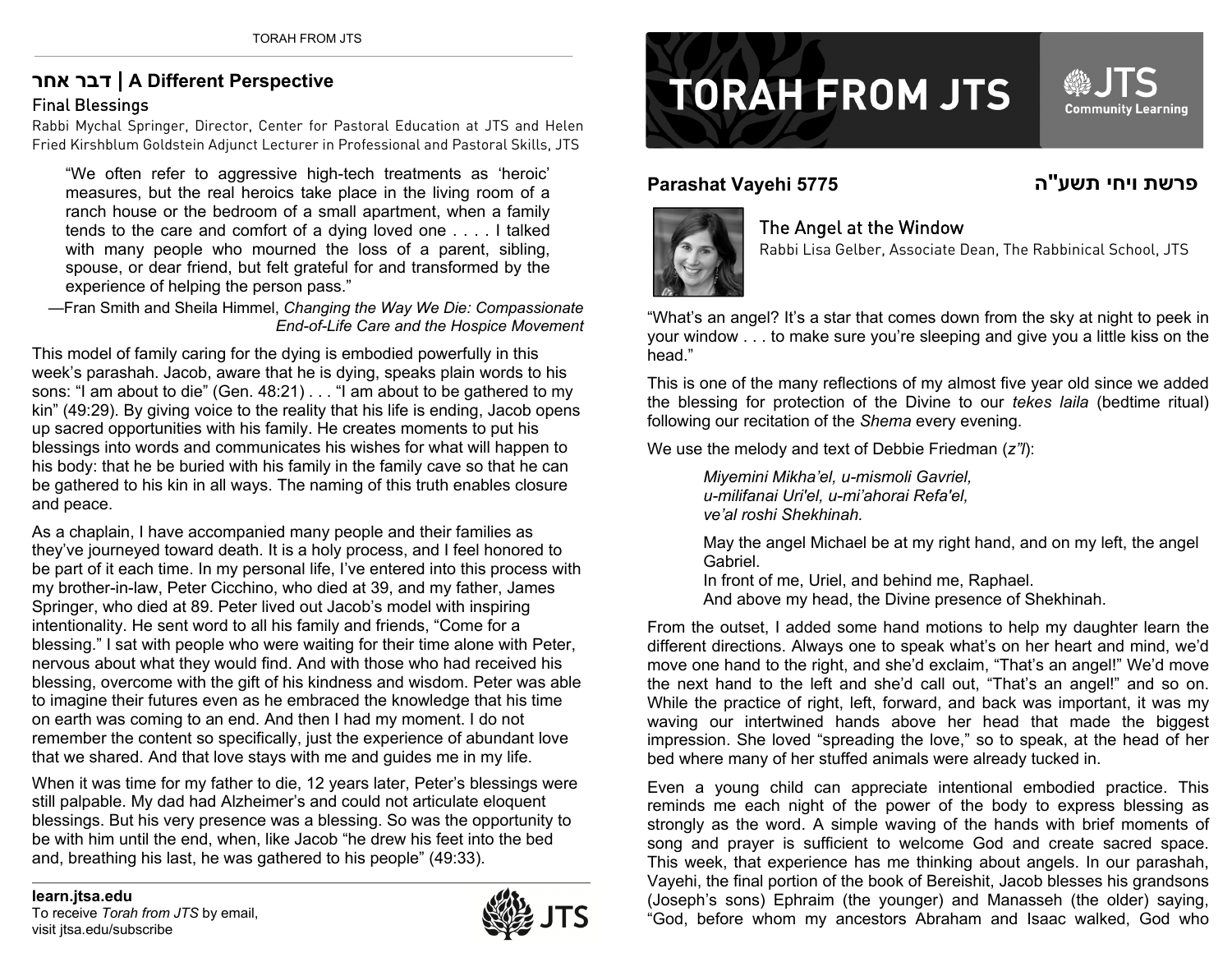# TORAH FROM JTS

**Parashat Vayehi 5775** **פרשת ויחי תשע"ה**

## The Angel at the Window

Rabbi Lisa Gelber, Associate Dean, The Rabbinical School, JTS

"What's an angel? It's a star that comes down from the sky at night to peek in your window . . . to make sure you're sleeping and give you a little kiss on the head."

This is one of the many reflections of my almost five year old since we added the blessing for protection of the Divine to our *tekes laila* (bedtime ritual) following our recitation of the *Shema* every evening.

We use the melody and text of Debbie Friedman (*z"l*):

> *Miyemini Mikha'el, u-mismoli Gavriel,*
> *u-milifanai Uri'el, u-mi'ahorai Refa'el,*
> *ve'al roshi Shekhinah.*
>
> May the angel Michael be at my right hand, and on my left, the angel Gabriel.
> In front of me, Uriel, and behind me, Raphael.
> And above my head, the Divine presence of Shekhinah.

From the outset, I added some hand motions to help my daughter learn the different directions. Always one to speak what's on her heart and mind, we'd move one hand to the right, and she'd exclaim, "That's an angel!" We'd move the next hand to the left and she'd call out, "That's an angel!" and so on. While the practice of right, left, forward, and back was important, it was my waving our intertwined hands above her head that made the biggest impression. She loved "spreading the love," so to speak, at the head of her bed where many of her stuffed animals were already tucked in.

Even a young child can appreciate intentional embodied practice. This reminds me each night of the power of the body to express blessing as strongly as the word. A simple waving of the hands with brief moments of song and prayer is sufficient to welcome God and create sacred space. This week, that experience has me thinking about angels. In our parashah, Vayehi, the final portion of the book of Bereishit, Jacob blesses his grandsons (Joseph's sons) Ephraim (the younger) and Manasseh (the older) saying, "God, before whom my ancestors Abraham and Isaac walked, God who

## דבר אחר | A Different Perspective

### Final Blessings

Rabbi Mychal Springer, Director, Center for Pastoral Education at JTS and Helen Fried Kirshblum Goldstein Adjunct Lecturer in Professional and Pastoral Skills, JTS

> "We often refer to aggressive high-tech treatments as 'heroic' measures, but the real heroics take place in the living room of a ranch house or the bedroom of a small apartment, when a family tends to the care and comfort of a dying loved one . . . . I talked with many people who mourned the loss of a parent, sibling, spouse, or dear friend, but felt grateful for and transformed by the experience of helping the person pass."
>
> —Fran Smith and Sheila Himmel, *Changing the Way We Die: Compassionate End-of-Life Care and the Hospice Movement*

This model of family caring for the dying is embodied powerfully in this week's parashah. Jacob, aware that he is dying, speaks plain words to his sons: "I am about to die" (Gen. 48:21) . . . "I am about to be gathered to my kin" (49:29). By giving voice to the reality that his life is ending, Jacob opens up sacred opportunities with his family. He creates moments to put his blessings into words and communicates his wishes for what will happen to his body: that he be buried with his family in the family cave so that he can be gathered to his kin in all ways. The naming of this truth enables closure and peace.

As a chaplain, I have accompanied many people and their families as they've journeyed toward death. It is a holy process, and I feel honored to be part of it each time. In my personal life, I've entered into this process with my brother-in-law, Peter Cicchino, who died at 39, and my father, James Springer, who died at 89. Peter lived out Jacob's model with inspiring intentionality. He sent word to all his family and friends, "Come for a blessing." I sat with people who were waiting for their time alone with Peter, nervous about what they would find. And with those who had received his blessing, overcome with the gift of his kindness and wisdom. Peter was able to imagine their futures even as he embraced the knowledge that his time on earth was coming to an end. And then I had my moment. I do not remember the content so specifically, just the experience of abundant love that we shared. And that love stays with me and guides me in my life.

When it was time for my father to die, 12 years later, Peter's blessings were still palpable. My dad had Alzheimer's and could not articulate eloquent blessings. But his very presence was a blessing. So was the opportunity to be with him until the end, when, like Jacob "he drew his feet into the bed and, breathing his last, he was gathered to his people" (49:33).

**learn.jtsa.edu**
To receive *Torah from JTS* by email, visit jtsa.edu/subscribe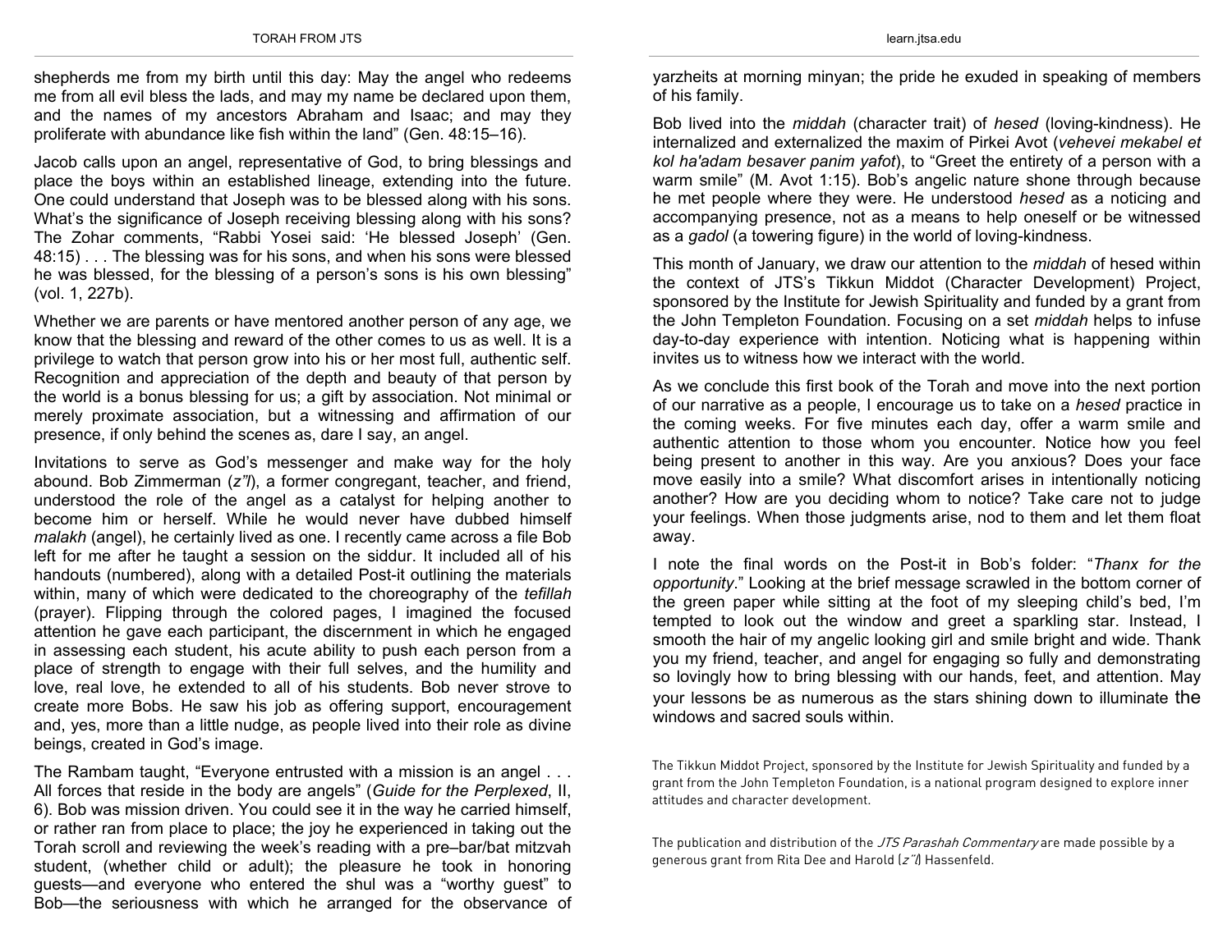shepherds me from my birth until this day: May the angel who redeems me from all evil bless the lads, and may my name be declared upon them, and the names of my ancestors Abraham and Isaac; and may they proliferate with abundance like fish within the land" (Gen. 48:15–16).

Jacob calls upon an angel, representative of God, to bring blessings and place the boys within an established lineage, extending into the future. One could understand that Joseph was to be blessed along with his sons. What's the significance of Joseph receiving blessing along with his sons? The Zohar comments, "Rabbi Yosei said: 'He blessed Joseph' (Gen. 48:15) . . . The blessing was for his sons, and when his sons were blessed he was blessed, for the blessing of a person's sons is his own blessing" (vol. 1, 227b).

Whether we are parents or have mentored another person of any age, we know that the blessing and reward of the other comes to us as well. It is a privilege to watch that person grow into his or her most full, authentic self. Recognition and appreciation of the depth and beauty of that person by the world is a bonus blessing for us; a gift by association. Not minimal or merely proximate association, but a witnessing and affirmation of our presence, if only behind the scenes as, dare I say, an angel.

Invitations to serve as God's messenger and make way for the holy abound. Bob Zimmerman (*z"l*), a former congregant, teacher, and friend, understood the role of the angel as a catalyst for helping another to become him or herself. While he would never have dubbed himself *malakh* (angel), he certainly lived as one. I recently came across a file Bob left for me after he taught a session on the siddur. It included all of his handouts (numbered), along with a detailed Post-it outlining the materials within, many of which were dedicated to the choreography of the *tefillah* (prayer). Flipping through the colored pages, I imagined the focused attention he gave each participant, the discernment in which he engaged in assessing each student, his acute ability to push each person from a place of strength to engage with their full selves, and the humility and love, real love, he extended to all of his students. Bob never strove to create more Bobs. He saw his job as offering support, encouragement and, yes, more than a little nudge, as people lived into their role as divine beings, created in God's image.

The Rambam taught, "Everyone entrusted with a mission is an angel . . . All forces that reside in the body are angels" (*Guide for the Perplexed*, II, 6). Bob was mission driven. You could see it in the way he carried himself, or rather ran from place to place; the joy he experienced in taking out the Torah scroll and reviewing the week's reading with a pre–bar/bat mitzvah student, (whether child or adult); the pleasure he took in honoring guests—and everyone who entered the shul was a "worthy guest" to Bob—the seriousness with which he arranged for the observance of yarzheits at morning minyan; the pride he exuded in speaking of members of his family.

Bob lived into the *middah* (character trait) of *hesed* (loving-kindness). He internalized and externalized the maxim of Pirkei Avot (*vehevei mekabel et kol ha'adam besaver panim yafot*), to "Greet the entirety of a person with a warm smile" (M. Avot 1:15). Bob's angelic nature shone through because he met people where they were. He understood *hesed* as a noticing and accompanying presence, not as a means to help oneself or be witnessed as a *gadol* (a towering figure) in the world of loving-kindness.

This month of January, we draw our attention to the *middah* of hesed within the context of JTS's Tikkun Middot (Character Development) Project, sponsored by the Institute for Jewish Spirituality and funded by a grant from the John Templeton Foundation. Focusing on a set *middah* helps to infuse day-to-day experience with intention. Noticing what is happening within invites us to witness how we interact with the world.

As we conclude this first book of the Torah and move into the next portion of our narrative as a people, I encourage us to take on a *hesed* practice in the coming weeks. For five minutes each day, offer a warm smile and authentic attention to those whom you encounter. Notice how you feel being present to another in this way. Are you anxious? Does your face move easily into a smile? What discomfort arises in intentionally noticing another? How are you deciding whom to notice? Take care not to judge your feelings. When those judgments arise, nod to them and let them float away.

I note the final words on the Post-it in Bob's folder: "*Thanx for the opportunity*." Looking at the brief message scrawled in the bottom corner of the green paper while sitting at the foot of my sleeping child's bed, I'm tempted to look out the window and greet a sparkling star. Instead, I smooth the hair of my angelic looking girl and smile bright and wide. Thank you my friend, teacher, and angel for engaging so fully and demonstrating so lovingly how to bring blessing with our hands, feet, and attention. May your lessons be as numerous as the stars shining down to illuminate the windows and sacred souls within.

The Tikkun Middot Project, sponsored by the Institute for Jewish Spirituality and funded by a grant from the John Templeton Foundation, is a national program designed to explore inner attitudes and character development.

The publication and distribution of the *JTS Parashah Commentary* are made possible by a generous grant from Rita Dee and Harold (*z"l*) Hassenfeld.